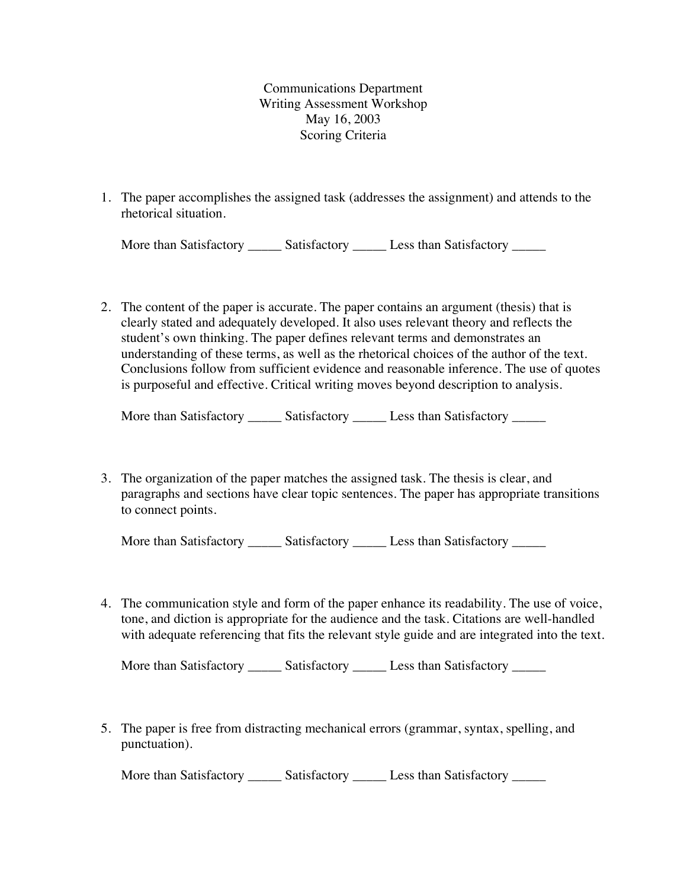# Communications Department
## Writing Assessment Workshop
## May 16, 2003
## Scoring Criteria

1. The paper accomplishes the assigned task (addresses the assignment) and attends to the rhetorical situation.

   More than Satisfactory _____ Satisfactory _____ Less than Satisfactory _____

2. The content of the paper is accurate. The paper contains an argument (thesis) that is clearly stated and adequately developed. It also uses relevant theory and reflects the student's own thinking. The paper defines relevant terms and demonstrates an understanding of these terms, as well as the rhetorical choices of the author of the text. Conclusions follow from sufficient evidence and reasonable inference. The use of quotes is purposeful and effective. Critical writing moves beyond description to analysis.

   More than Satisfactory _____ Satisfactory _____ Less than Satisfactory _____

3. The organization of the paper matches the assigned task. The thesis is clear, and paragraphs and sections have clear topic sentences. The paper has appropriate transitions to connect points.

   More than Satisfactory _____ Satisfactory _____ Less than Satisfactory _____

4. The communication style and form of the paper enhance its readability. The use of voice, tone, and diction is appropriate for the audience and the task. Citations are well-handled with adequate referencing that fits the relevant style guide and are integrated into the text.

   More than Satisfactory _____ Satisfactory _____ Less than Satisfactory _____

5. The paper is free from distracting mechanical errors (grammar, syntax, spelling, and punctuation).

   More than Satisfactory _____ Satisfactory _____ Less than Satisfactory _____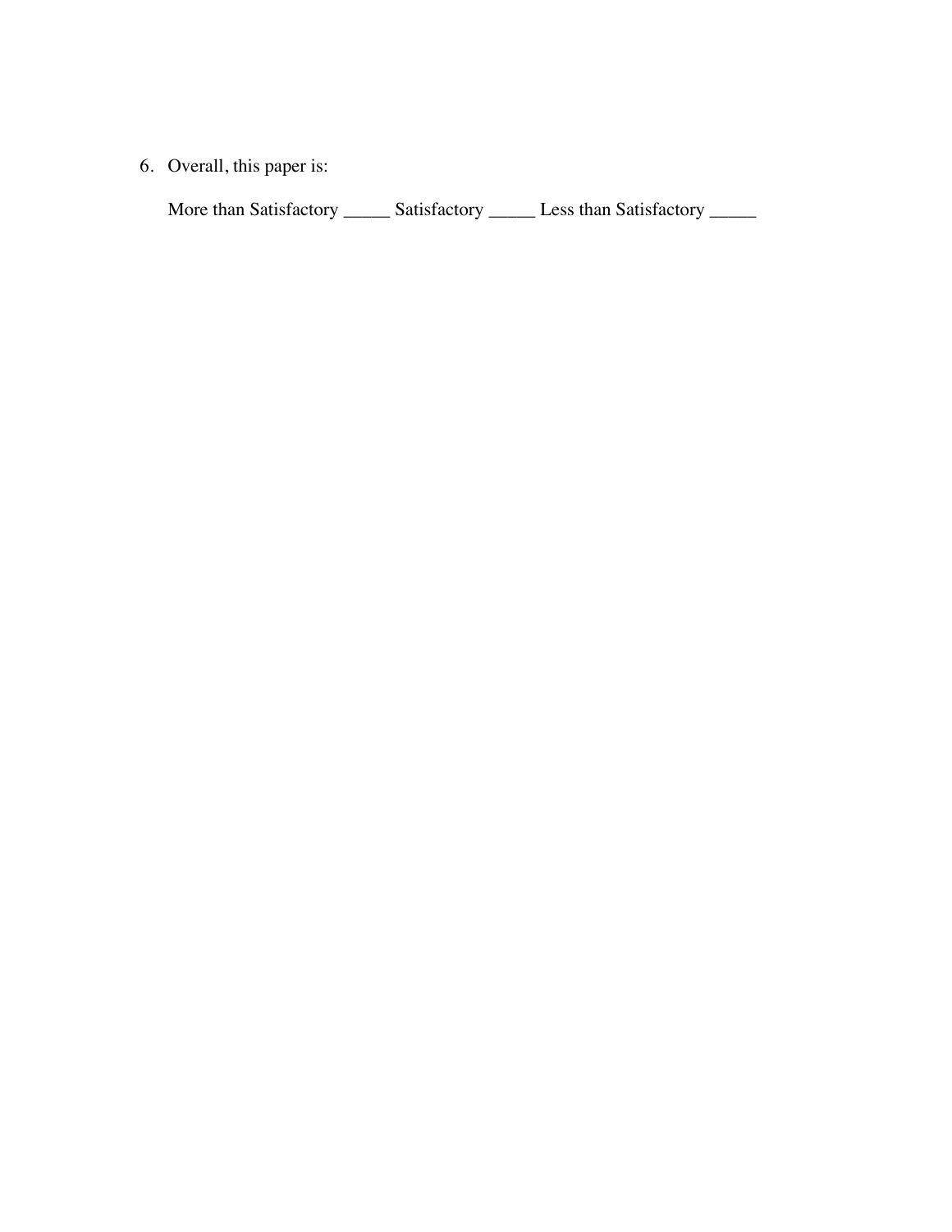6. Overall, this paper is:

   More than Satisfactory _____ Satisfactory _____ Less than Satisfactory _____